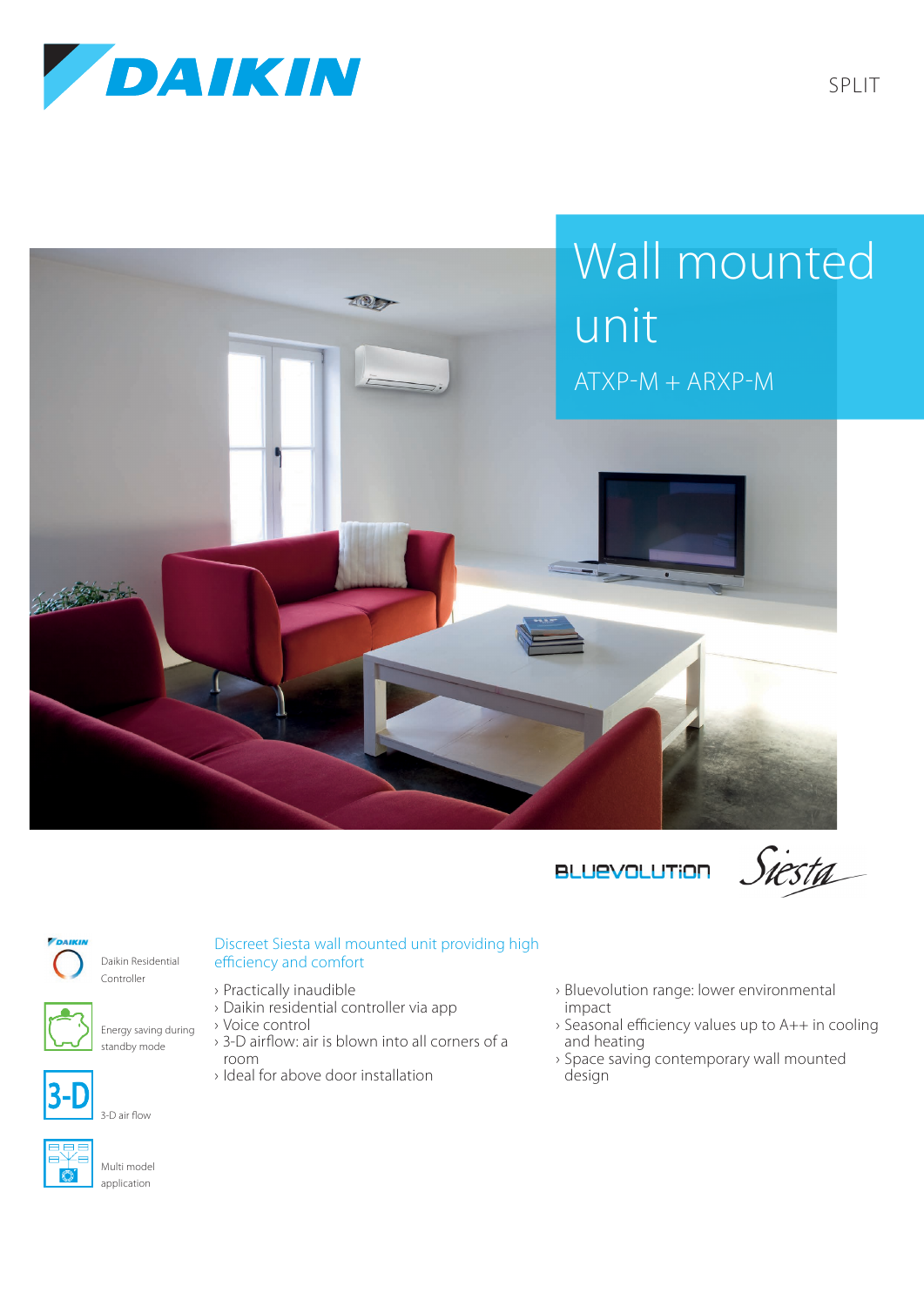SPLIT

# Wall mounted unit

ATXP-M + ARXP-M

BLUEVOLUTION Siesta

Daikin Residential Controller

Energy saving during standby mode

3-D air flow

Multi model application

## Discreet Siesta wall mounted unit providing high efficiency and comfort

- Practically inaudible
- Daikin residential controller via app
- Voice control
- 3-D airflow: air is blown into all corners of a room
- Ideal for above door installation
- Bluevolution range: lower environmental impact
- Seasonal efficiency values up to A++ in cooling and heating
- Space saving contemporary wall mounted design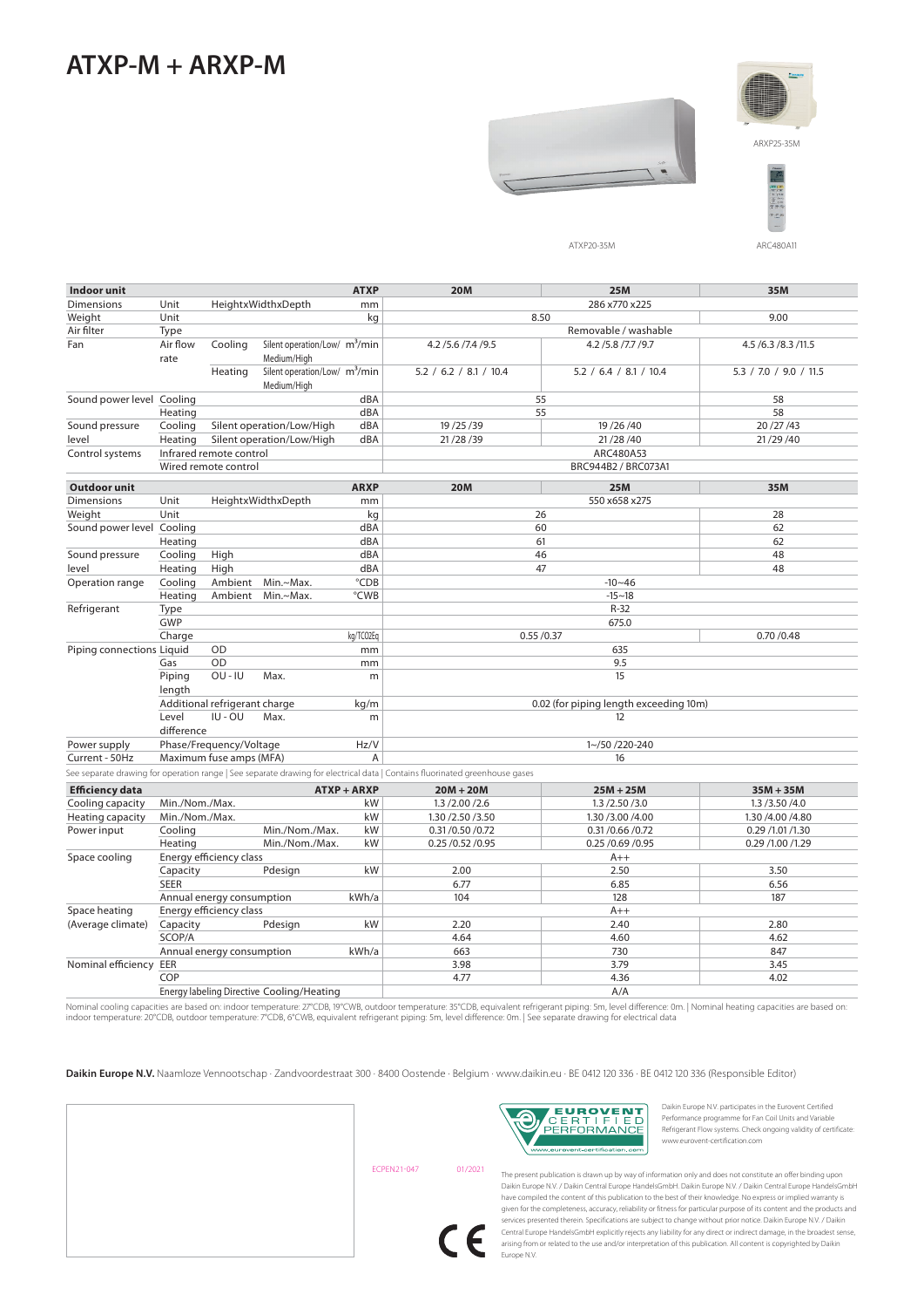# ATXP-M + ARXP-M

ARXP25-35M

ATXP20-35M

ARC480A11

| Indoor unit | | | | ATXP | 20M | 25M | 35M |
|---|---|---|---|---|---|---|---|
| Dimensions | Unit | HeightxWidthxDepth | | mm | 286 x770 x225 | | |
| Weight | Unit | | | kg | 8.50 | | 9.00 |
| Air filter | Type | | | | Removable / washable | | |
| Fan | Air flow rate | Cooling | Silent operation/Low/ Medium/High | $m^3$/min | 4.2 /5.6 /7.4 /9.5 | 4.2 /5.8 /7.7 /9.7 | 4.5 /6.3 /8.3 /11.5 |
| | | Heating | Silent operation/Low/ Medium/High | $m^3$/min | 5.2 / 6.2 / 8.1 / 10.4 | 5.2 / 6.4 / 8.1 / 10.4 | 5.3 / 7.0 / 9.0 / 11.5 |
| Sound power level | Cooling | | | dBA | 55 | | 58 |
| | Heating | | | dBA | 55 | | 58 |
| Sound pressure level | Cooling | Silent operation/Low/High | | dBA | 19 /25 /39 | 19 /26 /40 | 20 /27 /43 |
| | Heating | Silent operation/Low/High | | dBA | 21 /28 /39 | 21 /28 /40 | 21 /29 /40 |
| Control systems | Infrared remote control | | | | ARC480A53 | | |
| | Wired remote control | | | | BRC944B2 / BRC073A1 | | |

| Outdoor unit | | | | ARXP | 20M | 25M | 35M |
|---|---|---|---|---|---|---|---|
| Dimensions | Unit | HeightxWidthxDepth | | mm | 550 x658 x275 | | |
| Weight | Unit | | | kg | 26 | | 28 |
| Sound power level | Cooling | | | dBA | 60 | | 62 |
| | Heating | | | dBA | 61 | | 62 |
| Sound pressure level | Cooling | High | | dBA | 46 | | 48 |
| | Heating | High | | dBA | 47 | | 48 |
| Operation range | Cooling | Ambient | Min.~Max. | °CDB | -10~46 | | |
| | Heating | Ambient | Min.~Max. | °CWB | -15~18 | | |
| Refrigerant | Type | | | | R-32 | | |
| | GWP | | | | 675.0 | | |
| | Charge | | | kg/TCO2Eq | 0.55 /0.37 | | 0.70 /0.48 |
| Piping connections | Liquid | OD | | mm | 635 | | |
| | Gas | OD | | mm | 9.5 | | |
| | Piping length | OU - IU | Max. | m | 15 | | |
| | Additional refrigerant charge | | | kg/m | 0.02 (for piping length exceeding 10m) | | |
| | Level difference | IU - OU | Max. | m | 12 | | |
| Power supply | Phase/Frequency/Voltage | | | Hz/V | 1~/50 /220-240 | | |
| Current - 50Hz | Maximum fuse amps (MFA) | | | A | 16 | | |

See separate drawing for operation range | See separate drawing for electrical data | Contains fluorinated greenhouse gases

| Efficiency data | | | ATXP + ARXP | 20M + 20M | 25M + 25M | 35M + 35M |
|---|---|---|---|---|---|---|
| Cooling capacity | Min./Nom./Max. | | kW | 1.3 /2.00 /2.6 | 1.3 /2.50 /3.0 | 1.3 /3.50 /4.0 |
| Heating capacity | Min./Nom./Max. | | kW | 1.30 /2.50 /3.50 | 1.30 /3.00 /4.00 | 1.30 /4.00 /4.80 |
| Power input | Cooling | Min./Nom./Max. | kW | 0.31 /0.50 /0.72 | 0.31 /0.66 /0.72 | 0.29 /1.01 /1.30 |
| | Heating | Min./Nom./Max. | kW | 0.25 /0.52 /0.95 | 0.25 /0.69 /0.95 | 0.29 /1.00 /1.29 |
| Space cooling | Energy efficiency class | | | A++ | | |
| | Capacity | Pdesign | kW | 2.00 | 2.50 | 3.50 |
| | SEER | | | 6.77 | 6.85 | 6.56 |
| | Annual energy consumption | | kWh/a | 104 | 128 | 187 |
| Space heating (Average climate) | Energy efficiency class | | | A++ | | |
| | Capacity | Pdesign | kW | 2.20 | 2.40 | 2.80 |
| | SCOP/A | | | 4.64 | 4.60 | 4.62 |
| | Annual energy consumption | | kWh/a | 663 | 730 | 847 |
| Nominal efficiency | EER | | | 3.98 | 3.79 | 3.45 |
| | COP | | | 4.77 | 4.36 | 4.02 |
| | Energy labeling Directive Cooling/Heating | | | A/A | | |

Nominal cooling capacities are based on: indoor temperature: 27°CDB, 19°CWB, outdoor temperature: 35°CDB, equivalent refrigerant piping: 5m, level difference: 0m. | Nominal heating capacities are based on: indoor temperature: 20°CDB, outdoor temperature: 7°CDB, 6°CWB, equivalent refrigerant piping: 5m, level difference: 0m. | See separate drawing for electrical data

**Daikin Europe N.V.** Naamloze Vennootschap · Zandvoordestraat 300 · 8400 Oostende · Belgium · www.daikin.eu · BE 0412 120 336 · BE 0412 120 336 (Responsible Editor)

ECPEN21-047 01/2021

EUROVENT CERTIFIED PERFORMANCE www.eurovent-certification.com

Daikin Europe N.V. participates in the Eurovent Certified Performance programme for Fan Coil Units and Variable Refrigerant Flow systems. Check ongoing validity of certificate: www.eurovent-certification.com

The present publication is drawn up by way of information only and does not constitute an offer binding upon Daikin Europe N.V. / Daikin Central Europe HandelsGmbH. Daikin Europe N.V. / Daikin Central Europe HandelsGmbH have compiled the content of this publication to the best of their knowledge. No express or implied warranty is given for the completeness, accuracy, reliability or fitness for particular purpose of its content and the products and services presented therein. Specifications are subject to change without prior notice. Daikin Europe N.V. / Daikin Central Europe HandelsGmbH explicitly rejects any liability for any direct or indirect damage, in the broadest sense, arising from or related to the use and/or interpretation of this publication. All content is copyrighted by Daikin Europe N.V.